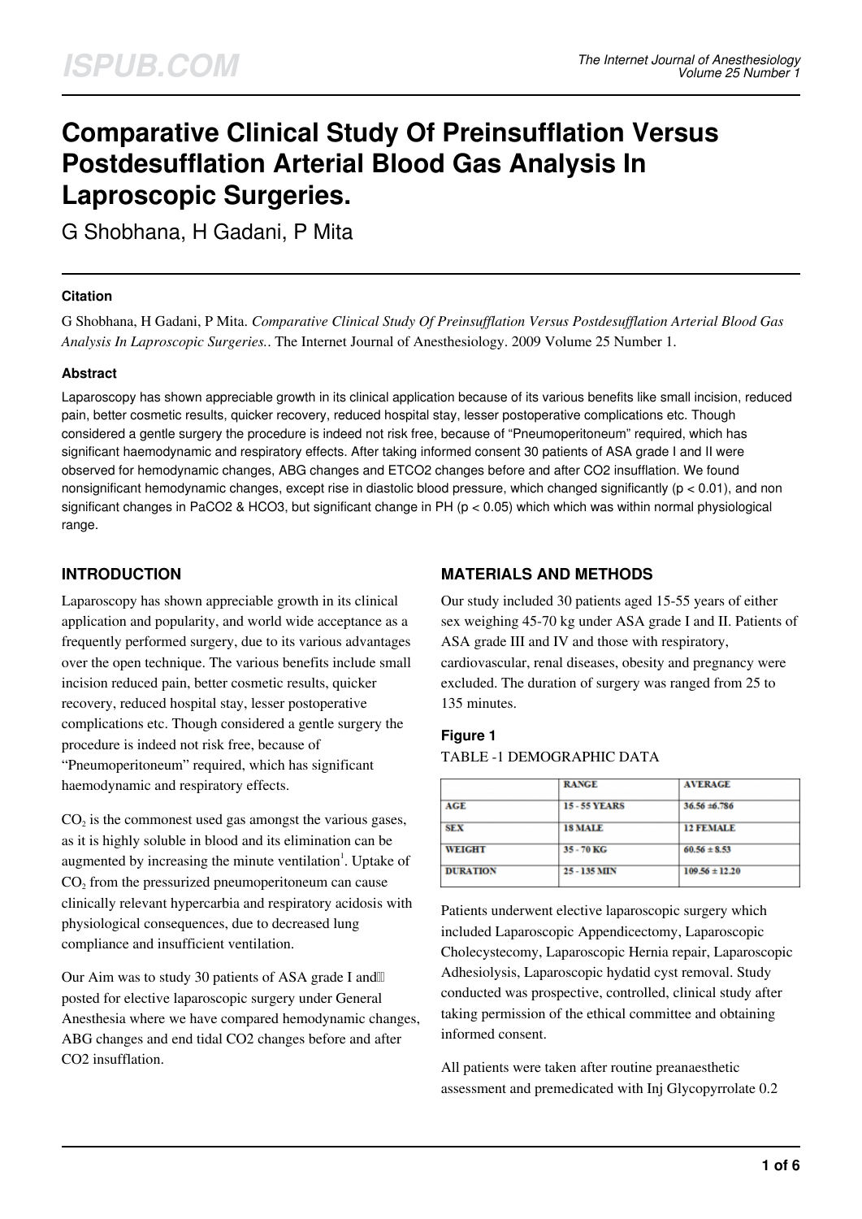# Comparative Clinical Study Of Preinsufflation Versus Postdesufflation Arterial Blood Gas Analysis In Laproscopic Surgeries.

G Shobhana, H Gadani, P Mita

#### Citation

G Shobhana, H Gadani, P Mita. *Comparative Clinical Study Of Preinsufflation Versus Postdesufflation Arterial Blood Gas Analysis In Laproscopic Surgeries.*. The Internet Journal of Anesthesiology. 2009 Volume 25 Number 1.

#### Abstract

Laparoscopy has shown appreciable growth in its clinical application because of its various benefits like small incision, reduced pain, better cosmetic results, quicker recovery, reduced hospital stay, lesser postoperative complications etc. Though considered a gentle surgery the procedure is indeed not risk free, because of "Pneumoperitoneum" required, which has significant haemodynamic and respiratory effects. After taking informed consent 30 patients of ASA grade I and II were observed for hemodynamic changes, ABG changes and ETCO2 changes before and after CO2 insufflation. We found nonsignificant hemodynamic changes, except rise in diastolic blood pressure, which changed significantly ($p < 0.01$), and non significant changes in PaCO2 & HCO3, but significant change in PH ($p < 0.05$) which which was within normal physiological range.

## INTRODUCTION

Laparoscopy has shown appreciable growth in its clinical application and popularity, and world wide acceptance as a frequently performed surgery, due to its various advantages over the open technique. The various benefits include small incision reduced pain, better cosmetic results, quicker recovery, reduced hospital stay, lesser postoperative complications etc. Though considered a gentle surgery the procedure is indeed not risk free, because of "Pneumoperitoneum" required, which has significant haemodynamic and respiratory effects.

$CO_2$ is the commonest used gas amongst the various gases, as it is highly soluble in blood and its elimination can be augmented by increasing the minute ventilation[1]. Uptake of $CO_2$ from the pressurized pneumoperitoneum can cause clinically relevant hypercarbia and respiratory acidosis with physiological consequences, due to decreased lung compliance and insufficient ventilation.

Our Aim was to study 30 patients of ASA grade I and II posted for elective laparoscopic surgery under General Anesthesia where we have compared hemodynamic changes, ABG changes and end tidal CO2 changes before and after CO2 insufflation.

## MATERIALS AND METHODS

Our study included 30 patients aged 15-55 years of either sex weighing 45-70 kg under ASA grade I and II. Patients of ASA grade III and IV and those with respiratory, cardiovascular, renal diseases, obesity and pregnancy were excluded. The duration of surgery was ranged from 25 to 135 minutes.

#### Figure 1

TABLE -1 DEMOGRAPHIC DATA

| | RANGE | AVERAGE |
|---|---|---|
| AGE | 15 - 55 YEARS | 36.56 ±6.786 |
| SEX | 18 MALE | 12 FEMALE |
| WEIGHT | 35 - 70 KG | 60.56 ± 8.53 |
| DURATION | 25 - 135 MIN | 109.56 ± 12.20 |

Patients underwent elective laparoscopic surgery which included Laparoscopic Appendicectomy, Laparoscopic Cholecystectomy, Laparoscopic Hernia repair, Laparoscopic Adhesiolysis, Laparoscopic hydatid cyst removal. Study conducted was prospective, controlled, clinical study after taking permission of the ethical committee and obtaining informed consent.

All patients were taken after routine preanaesthetic assessment and premedicated with Inj Glycopyrrolate 0.2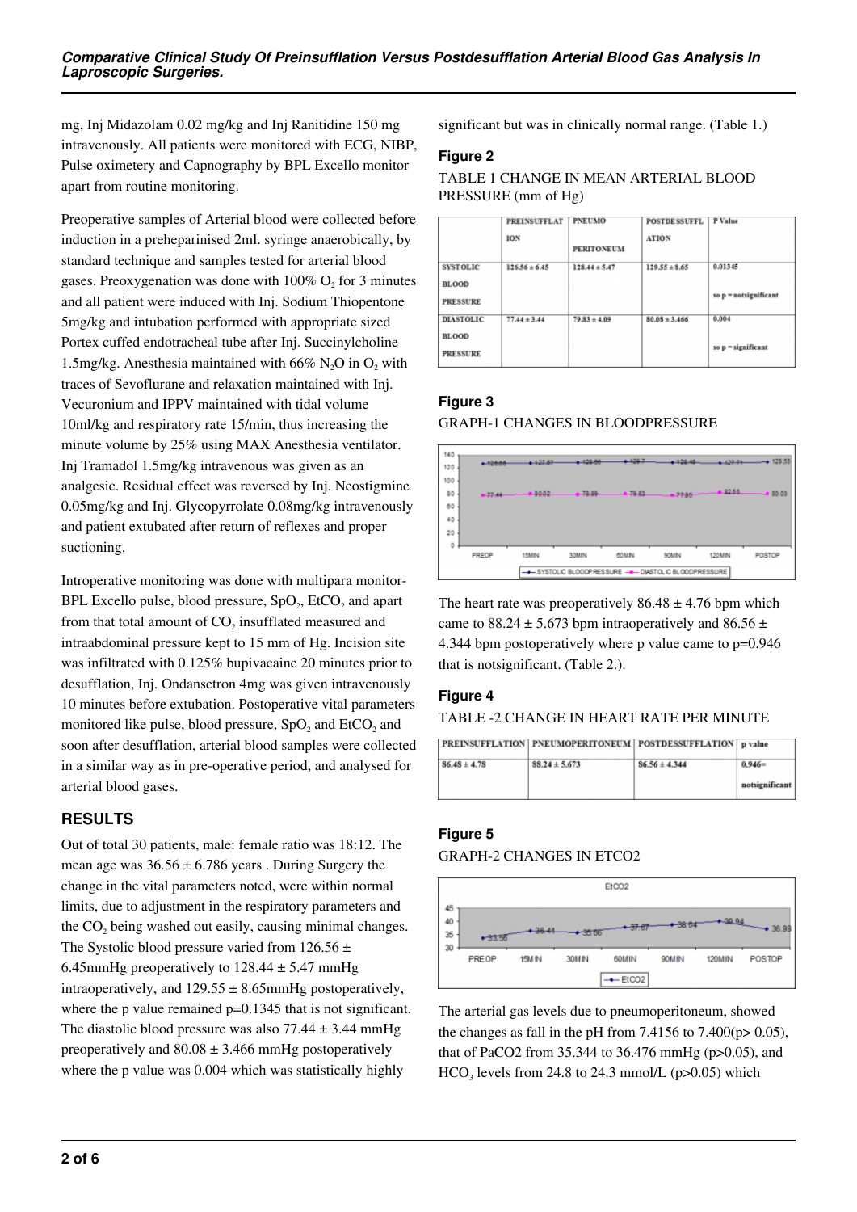mg, Inj Midazolam 0.02 mg/kg and Inj Ranitidine 150 mg intravenously. All patients were monitored with ECG, NIBP, Pulse oximetery and Capnography by BPL Excello monitor apart from routine monitoring.

Preoperative samples of Arterial blood were collected before induction in a preheparinised 2ml. syringe anaerobically, by standard technique and samples tested for arterial blood gases. Preoxygenation was done with 100% $O_2$ for 3 minutes and all patient were induced with Inj. Sodium Thiopentone 5mg/kg and intubation performed with appropriate sized Portex cuffed endotracheal tube after Inj. Succinylcholine 1.5mg/kg. Anesthesia maintained with 66% $N_2O$ in $O_2$ with traces of Sevoflurane and relaxation maintained with Inj. Vecuronium and IPPV maintained with tidal volume 10ml/kg and respiratory rate 15/min, thus increasing the minute volume by 25% using MAX Anesthesia ventilator. Inj Tramadol 1.5mg/kg intravenous was given as an analgesic. Residual effect was reversed by Inj. Neostigmine 0.05mg/kg and Inj. Glycopyrrolate 0.08mg/kg intravenously and patient extubated after return of reflexes and proper suctioning.

Introperative monitoring was done with multipara monitor-BPL Excello pulse, blood pressure, $SpO_2$, $EtCO_2$ and apart from that total amount of $CO_2$ insufflated measured and intraabdominal pressure kept to 15 mm of Hg. Incision site was infiltrated with 0.125% bupivacaine 20 minutes prior to desufflation, Inj. Ondansetron 4mg was given intravenously 10 minutes before extubation. Postoperative vital parameters monitored like pulse, blood pressure, $SpO_2$ and $EtCO_2$ and soon after desufflation, arterial blood samples were collected in a similar way as in pre-operative period, and analysed for arterial blood gases.

## RESULTS

Out of total 30 patients, male: female ratio was 18:12. The mean age was 36.56 ± 6.786 years . During Surgery the change in the vital parameters noted, were within normal limits, due to adjustment in the respiratory parameters and the $CO_2$ being washed out easily, causing minimal changes. The Systolic blood pressure varied from 126.56 ± 6.45mmHg preoperatively to 128.44 ± 5.47 mmHg intraoperatively, and 129.55 ± 8.65mmHg postoperatively, where the p value remained p=0.1345 that is not significant. The diastolic blood pressure was also 77.44 ± 3.44 mmHg preoperatively and 80.08 ± 3.466 mmHg postoperatively where the p value was 0.004 which was statistically highly significant but was in clinically normal range. (Table 1.)

### Figure 2

TABLE 1 CHANGE IN MEAN ARTERIAL BLOOD PRESSURE (mm of Hg)

| | PREINSUFFLATION | PNEUMO PERITONEUM | POSTDESSUFFLATION | P Value |
|---|---|---|---|---|
| SYSTOLIC BLOOD PRESSURE | 126.56 ± 6.45 | 128.44 ± 5.47 | 129.55 ± 8.65 | 0.01345 so p = notsignificant |
| DIASTOLIC BLOOD PRESSURE | 77.44 ± 3.44 | 79.83 ± 4.09 | 80.08 ± 3.466 | 0.004 so p = significant |

### Figure 3

GRAPH-1 CHANGES IN BLOODPRESSURE

The heart rate was preoperatively 86.48 ± 4.76 bpm which came to 88.24 ± 5.673 bpm intraoperatively and 86.56 ± 4.344 bpm postoperatively where p value came to p=0.946 that is notsignificant. (Table 2.).

### Figure 4

TABLE -2 CHANGE IN HEART RATE PER MINUTE

| PREINSUFFLATION | PNEUMOPERITONEUM | POSTDESSUFFLATION | p value |
|---|---|---|---|
| 86.48 ± 4.78 | 88.24 ± 5.673 | 86.56 ± 4.344 | 0.946= notsignificant |

### Figure 5

GRAPH-2 CHANGES IN ETCO2

The arterial gas levels due to pneumoperitoneum, showed the changes as fall in the pH from 7.4156 to 7.400($p > 0.05$), that of PaCO2 from 35.344 to 36.476 mmHg ($p > 0.05$), and $HCO_3$ levels from 24.8 to 24.3 mmol/L ($p > 0.05$) which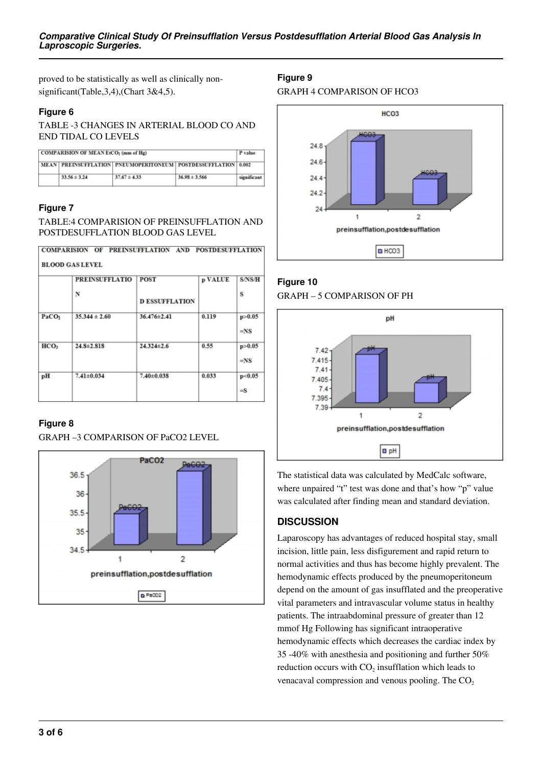proved to be statistically as well as clinically non-significant(Table,3,4),(Chart 3&4,5).

### Figure 6

TABLE -3 CHANGES IN ARTERIAL BLOOD CO AND END TIDAL CO LEVELS

| COMPARISION OF MEAN $EtCO_2$ (mm of Hg) | | | | P value |
|---|---|---|---|---|
| MEAN | PREINSUFFLATION | PNEUMOPERITONEUM | POSTDESSUFFLATION | 0.002 |
| | 33.56 ± 3.24 | 37.67 ± 4.33 | 36.98 ± 3.566 | significant |

### Figure 7

TABLE:4 COMPARISION OF PREINSUFFLATION AND POSTDESUFFLATION BLOOD GAS LEVEL

| COMPARISION OF PREINSUFFLATION AND POSTDESUFFLATION BLOOD GAS LEVEL | | | | |
|---|---|---|---|---|
| | PREINSUFFLATION | POST D ESSUFFLATION | p VALUE | S/NS/HS |
| $PaCO_2$ | 35.344 ± 2.60 | 36.476±2.41 | 0.119 | $p>0.05$ =NS |
| $HCO_3$ | 24.8±2.818 | 24.324±2.6 | 0.55 | $p>0.05$ =NS |
| pH | 7.41±0.034 | 7.40±0.038 | 0.033 | $p<0.05$ =S |

### Figure 8

GRAPH –3 COMPARISON OF PaCO2 LEVEL

### Figure 9

GRAPH 4 COMPARISON OF HCO3

### Figure 10

GRAPH – 5 COMPARISON OF PH

The statistical data was calculated by MedCalc software, where unpaired "t" test was done and that's how "p" value was calculated after finding mean and standard deviation.

## DISCUSSION

Laparoscopy has advantages of reduced hospital stay, small incision, little pain, less disfigurement and rapid return to normal activities and thus has become highly prevalent. The hemodynamic effects produced by the pneumoperitoneum depend on the amount of gas insufflated and the preoperative vital parameters and intravascular volume status in healthy patients. The intraabdominal pressure of greater than 12 mmof Hg Following has significant intraoperative hemodynamic effects which decreases the cardiac index by 35 -40% with anesthesia and positioning and further 50% reduction occurs with $CO_2$ insufflation which leads to venacaval compression and venous pooling. The $CO_2$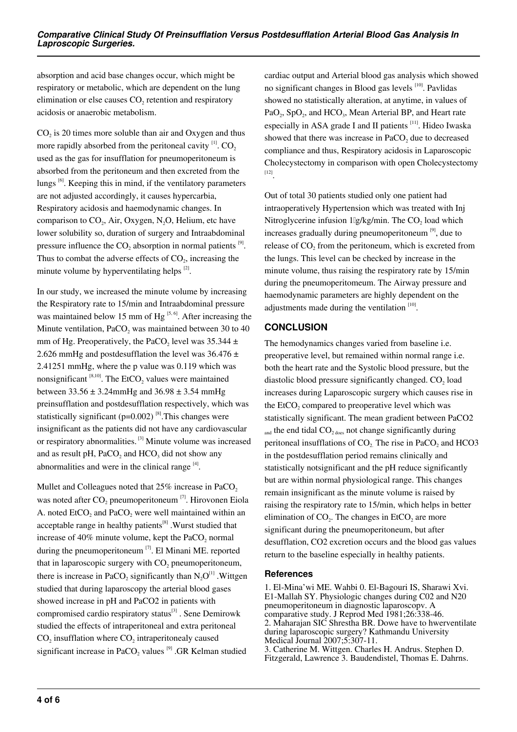absorption and acid base changes occur, which might be respiratory or metabolic, which are dependent on the lung elimination or else causes $CO_2$ retention and respiratory acidosis or anaerobic metabolism.

$CO_2$ is 20 times more soluble than air and Oxygen and thus more rapidly absorbed from the peritoneal cavity [1]. $CO_2$ used as the gas for insufflation for pneumoperitoneum is absorbed from the peritoneum and then excreted from the lungs [6]. Keeping this in mind, if the ventilatory parameters are not adjusted accordingly, it causes hypercarbia, Respiratory acidosis and haemodynamic changes. In comparison to $CO_2$, Air, Oxygen, $N_2O$, Helium, etc have lower solubility so, duration of surgery and Intraabdominal pressure influence the $CO_2$ absorption in normal patients [9]. Thus to combat the adverse effects of $CO_2$, increasing the minute volume by hyperventilating helps [2].

In our study, we increased the minute volume by increasing the Respiratory rate to 15/min and Intraabdominal pressure was maintained below 15 mm of Hg [5, 6]. After increasing the Minute ventilation, $PaCO_2$ was maintained between 30 to 40 mm of Hg. Preoperatively, the $PaCO_2$ level was $35.344 \pm 2.626$ mmHg and postdesufflation the level was $36.476 \pm 2.41251$ mmHg, where the p value was 0.119 which was nonsignificant [8,10]. The $EtCO_2$ values were maintained between $33.56 \pm 3.24$mmHg and $36.98 \pm 3.54$ mmHg preinsufflation and postdesufflation respectively, which was statistically significant ($p=0.002$) [8].This changes were insignificant as the patients did not have any cardiovascular or respiratory abnormalities. [3] Minute volume was increased and as result pH, $PaCO_2$ and $HCO_3$ did not show any abnormalities and were in the clinical range [4].

Mullet and Colleagues noted that 25% increase in $PaCO_2$ was noted after $CO_2$ pneumoperitoneum [7]. Hirovonen Eiola A. noted $EtCO_2$ and $PaCO_2$ were well maintained within an acceptable range in healthy patients[8] .Wurst studied that increase of 40% minute volume, kept the $PaCO_2$ normal during the pneumoperitoneum [7]. El Minani ME. reported that in laparoscopic surgery with $CO_2$ pneumoperitoneum, there is increase in $PaCO_2$ significantly than $N_2O$[1] .Wittgen studied that during laparoscopy the arterial blood gases showed increase in pH and PaCO2 in patients with compromised cardio respiratory status[3] . Sene Demirowk studied the effects of intraperitoneal and extra peritoneal $CO_2$ insufflation where $CO_2$ intraperitonealy caused significant increase in $PaCO_2$ values [9] .GR Kelman studied cardiac output and Arterial blood gas analysis which showed no significant changes in Blood gas levels [10]. Pavlidas showed no statistically alteration, at anytime, in values of $PaO_2$, $SpO_2$, and $HCO_3$, Mean Arterial BP, and Heart rate especially in ASA grade I and II patients [11]. Hideo Iwaska showed that there was increase in $PaCO_2$ due to decreased compliance and thus, Respiratory acidosis in Laparoscopic Cholecystectomy in comparison with open Cholecystectomy [12].

Out of total 30 patients studied only one patient had intraoperatively Hypertension which was treated with Inj Nitroglycerine infusion 1µg/kg/min. The $CO_2$ load which increases gradually during pneumoperitoneum [9], due to release of $CO_2$ from the peritoneum, which is excreted from the lungs. This level can be checked by increase in the minute volume, thus raising the respiratory rate by 15/min during the pneumoperitomeum. The Airway pressure and haemodynamic parameters are highly dependent on the adjustments made during the ventilation [10].

## CONCLUSION

The hemodynamics changes varied from baseline i.e. preoperative level, but remained within normal range i.e. both the heart rate and the Systolic blood pressure, but the diastolic blood pressure significantly changed. $CO_2$ load increases during Laparoscopic surgery which causes rise in the $EtCO_2$ compared to preoperative level which was statistically significant. The mean gradient between PaCO2 and the end tidal $CO_2$ does not change significantly during peritoneal insufflations of $CO_2$. The rise in $PaCO_2$ and HCO3 in the postdesufflation period remains clinically and statistically notsignificant and the pH reduce significantly but are within normal physiological range. This changes remain insignificant as the minute volume is raised by raising the respiratory rate to 15/min, which helps in better elimination of $CO_2$. The changes in $EtCO_2$ are more significant during the pneumoperitoneum, but after desufflation, CO2 excretion occurs and the blood gas values return to the baseline especially in healthy patients.

### References

1. El-Mina'wi ME. Wahbi 0. El-Bagouri IS, Sharawi Xvi. E1-Mallah SY. Physiologic changes during C02 and N20 pneumoperitoneum in diagnostic laparoscopv. A comparative study. J Reprod Med 1981;26:338-46.
2. Maharajan SIC Shrestha BR. Dowe have to hwerventilate during laparoscopic surgery? Kathmandu University Medical Journal 2007;5:307-11.
3. Catherine M. Wittgen. Charles H. Andrus. Stephen D. Fitzgerald, Lawrence 3. Baudendistel, Thomas E. Dahrns.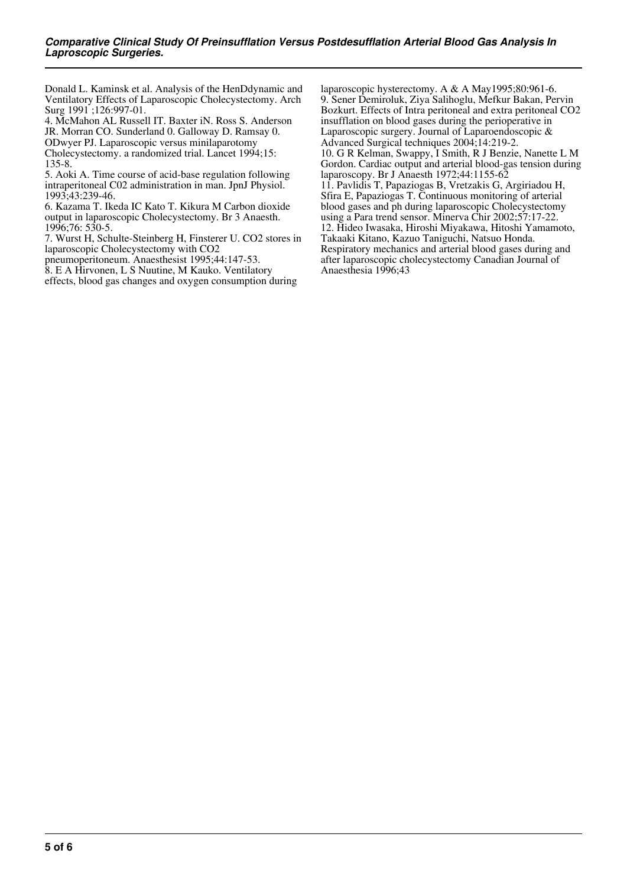Donald L. Kaminsk et al. Analysis of the HenDdynamic and Ventilatory Effects of Laparoscopic Cholecystectomy. Arch Surg 1991 ;126:997-01.

4. McMahon AL Russell IT. Baxter iN. Ross S. Anderson JR. Morran CO. Sunderland 0. Galloway D. Ramsay 0. ODwyer PJ. Laparoscopic versus minilaparotomy Cholecystectomy. a randomized trial. Lancet 1994;15: 135-8.

5. Aoki A. Time course of acid-base regulation following intraperitoneal C02 administration in man. JpnJ Physiol. 1993;43:239-46.

6. Kazama T. Ikeda IC Kato T. Kikura M Carbon dioxide output in laparoscopic Cholecystectomy. Br 3 Anaesth. 1996;76: 530-5.

7. Wurst H, Schulte-Steinberg H, Finsterer U. CO2 stores in laparoscopic Cholecystectomy with CO2 pneumoperitoneum. Anaesthesist 1995;44:147-53.

8. E A Hirvonen, L S Nuutine, M Kauko. Ventilatory effects, blood gas changes and oxygen consumption during laparoscopic hysterectomy. A & A May1995;80:961-6.

9. Sener Demiroluk, Ziya Salihoglu, Mefkur Bakan, Pervin Bozkurt. Effects of Intra peritoneal and extra peritoneal CO2 insufflation on blood gases during the perioperative in Laparoscopic surgery. Journal of Laparoendoscopic & Advanced Surgical techniques 2004;14:219-2.

10. G R Kelman, Swappy, I Smith, R J Benzie, Nanette L M Gordon. Cardiac output and arterial blood-gas tension during laparoscopy. Br J Anaesth 1972;44:1155-62

11. Pavlidis T, Papaziogas B, Vretzakis G, Argiriadou H, Sfira E, Papaziogas T. Continuous monitoring of arterial blood gases and ph during laparoscopic Cholecystectomy using a Para trend sensor. Minerva Chir 2002;57:17-22.

12. Hideo Iwasaka, Hiroshi Miyakawa, Hitoshi Yamamoto, Takaaki Kitano, Kazuo Taniguchi, Natsuo Honda. Respiratory mechanics and arterial blood gases during and after laparoscopic cholecystectomy Canadian Journal of Anaesthesia 1996;43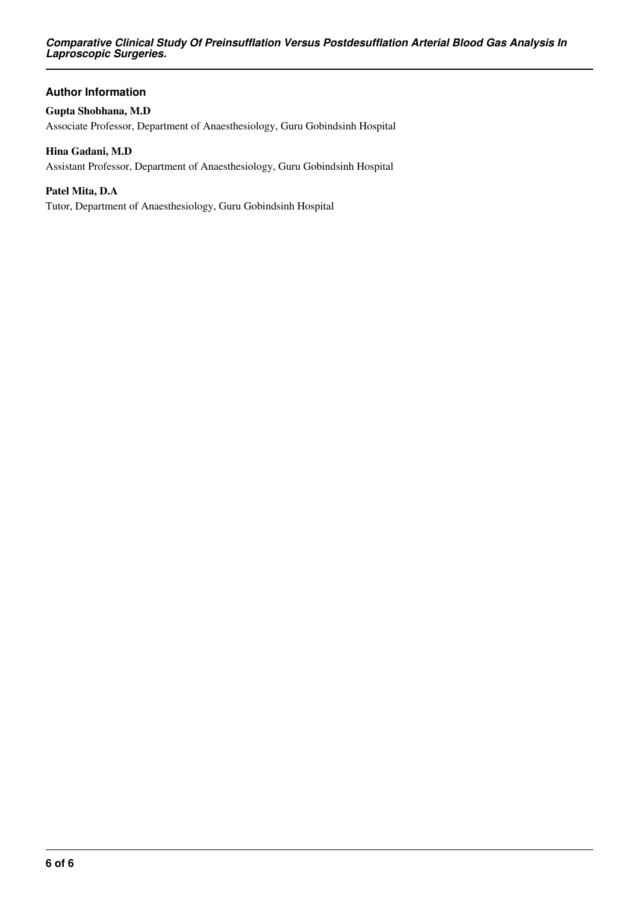## Author Information

**Gupta Shobhana, M.D**
Associate Professor, Department of Anaesthesiology, Guru Gobindsinh Hospital

**Hina Gadani, M.D**
Assistant Professor, Department of Anaesthesiology, Guru Gobindsinh Hospital

**Patel Mita, D.A**
Tutor, Department of Anaesthesiology, Guru Gobindsinh Hospital